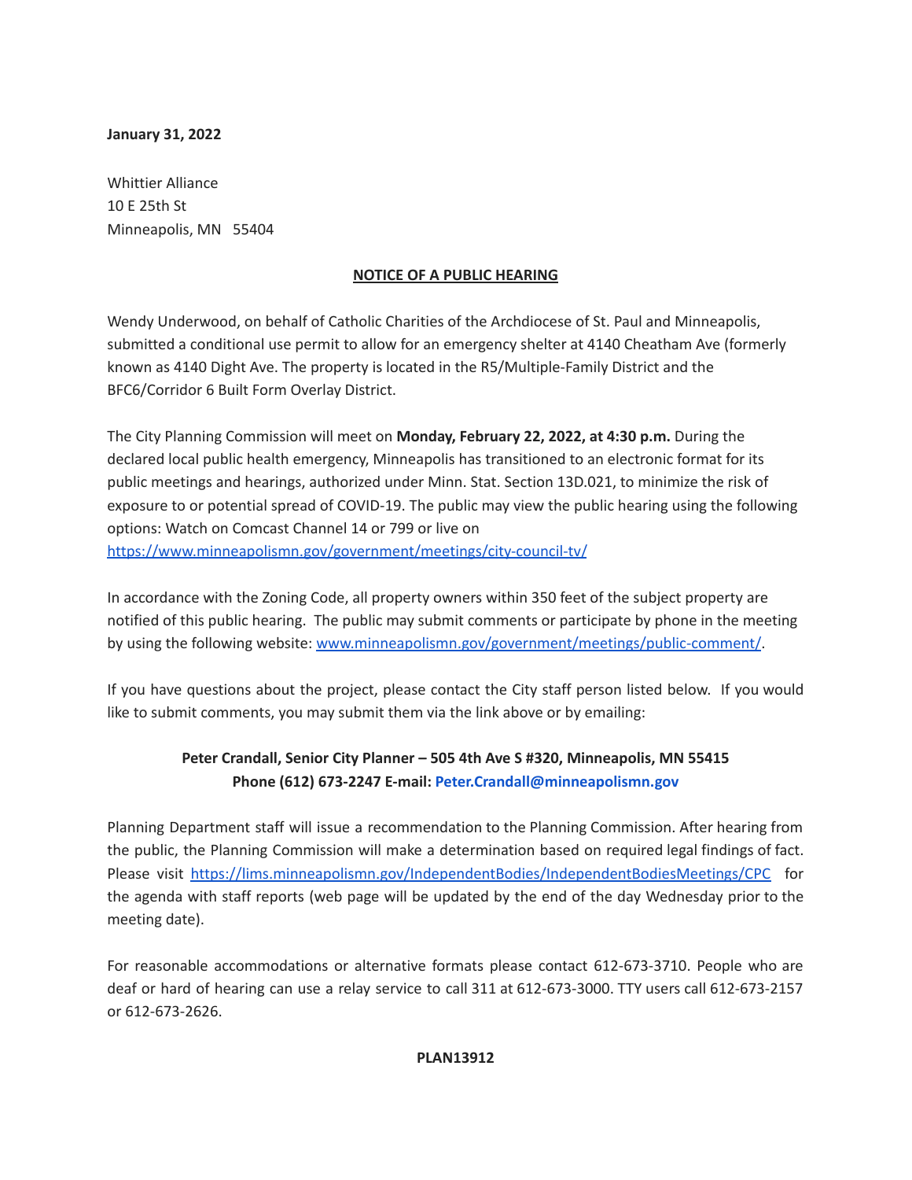**January 31, 2022**

Whittier Alliance
10 E 25th St
Minneapolis, MN 55404

**NOTICE OF A PUBLIC HEARING**

Wendy Underwood, on behalf of Catholic Charities of the Archdiocese of St. Paul and Minneapolis, submitted a conditional use permit to allow for an emergency shelter at 4140 Cheatham Ave (formerly known as 4140 Dight Ave. The property is located in the R5/Multiple-Family District and the BFC6/Corridor 6 Built Form Overlay District.

The City Planning Commission will meet on **Monday, February 22, 2022, at 4:30 p.m.** During the declared local public health emergency, Minneapolis has transitioned to an electronic format for its public meetings and hearings, authorized under Minn. Stat. Section 13D.021, to minimize the risk of exposure to or potential spread of COVID-19. The public may view the public hearing using the following options: Watch on Comcast Channel 14 or 799 or live on https://www.minneapolismn.gov/government/meetings/city-council-tv/

In accordance with the Zoning Code, all property owners within 350 feet of the subject property are notified of this public hearing. The public may submit comments or participate by phone in the meeting by using the following website: www.minneapolismn.gov/government/meetings/public-comment/.

If you have questions about the project, please contact the City staff person listed below. If you would like to submit comments, you may submit them via the link above or by emailing:

**Peter Crandall, Senior City Planner – 505 4th Ave S #320, Minneapolis, MN 55415**
**Phone (612) 673-2247 E-mail: Peter.Crandall@minneapolismn.gov**

Planning Department staff will issue a recommendation to the Planning Commission. After hearing from the public, the Planning Commission will make a determination based on required legal findings of fact. Please visit https://lims.minneapolismn.gov/IndependentBodies/IndependentBodiesMeetings/CPC for the agenda with staff reports (web page will be updated by the end of the day Wednesday prior to the meeting date).

For reasonable accommodations or alternative formats please contact 612-673-3710. People who are deaf or hard of hearing can use a relay service to call 311 at 612-673-3000. TTY users call 612-673-2157 or 612-673-2626.

**PLAN13912**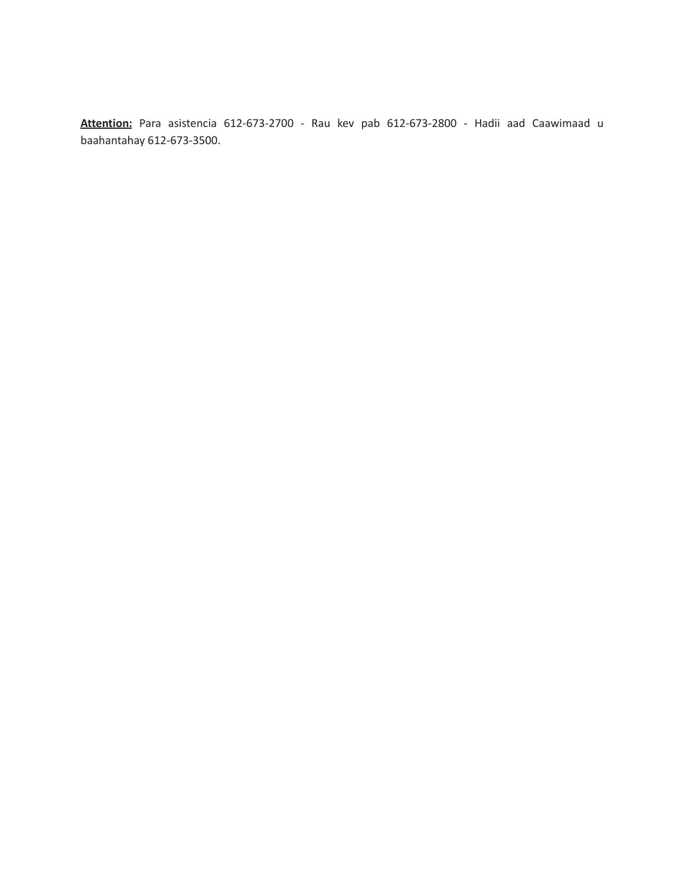**Attention:** Para asistencia 612-673-2700 - Rau kev pab 612-673-2800 - Hadii aad Caawimaad u baahantahay 612-673-3500.